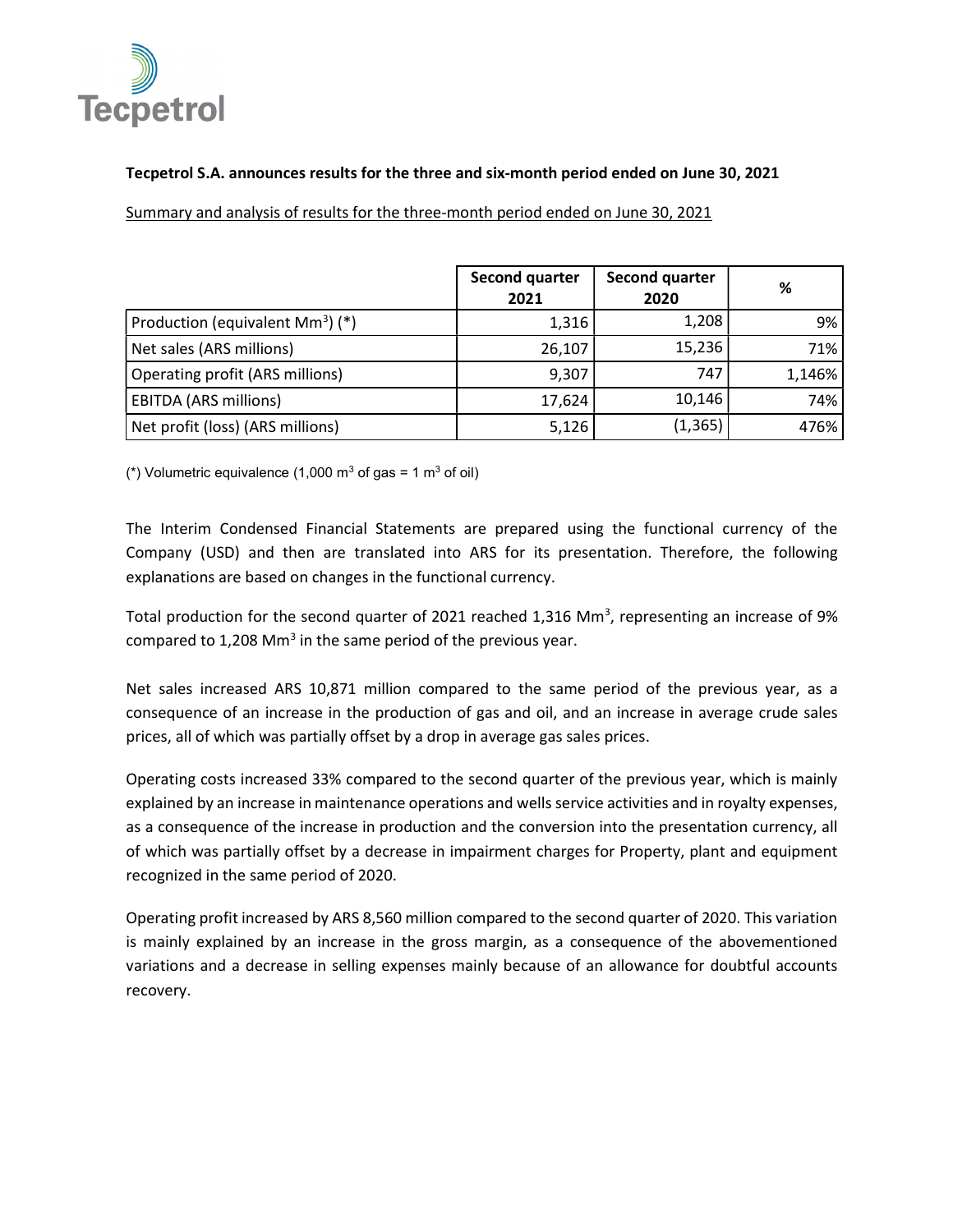**Tecpetrol S.A. announces results for the three and six-month period ended on June 30, 2021**

Summary and analysis of results for the three-month period ended on June 30, 2021

| | Second quarter 2021 | Second quarter 2020 | % |
|---|---|---|---|
| Production (equivalent $Mm^3$) (*) | 1,316 | 1,208 | 9% |
| Net sales (ARS millions) | 26,107 | 15,236 | 71% |
| Operating profit (ARS millions) | 9,307 | 747 | 1,146% |
| EBITDA (ARS millions) | 17,624 | 10,146 | 74% |
| Net profit (loss) (ARS millions) | 5,126 | (1,365) | 476% |

(*) Volumetric equivalence (1,000 $m^3$ of gas = 1 $m^3$ of oil)

The Interim Condensed Financial Statements are prepared using the functional currency of the Company (USD) and then are translated into ARS for its presentation. Therefore, the following explanations are based on changes in the functional currency.

Total production for the second quarter of 2021 reached 1,316 $Mm^3$, representing an increase of 9% compared to 1,208 $Mm^3$ in the same period of the previous year.

Net sales increased ARS 10,871 million compared to the same period of the previous year, as a consequence of an increase in the production of gas and oil, and an increase in average crude sales prices, all of which was partially offset by a drop in average gas sales prices.

Operating costs increased 33% compared to the second quarter of the previous year, which is mainly explained by an increase in maintenance operations and wells service activities and in royalty expenses, as a consequence of the increase in production and the conversion into the presentation currency, all of which was partially offset by a decrease in impairment charges for Property, plant and equipment recognized in the same period of 2020.

Operating profit increased by ARS 8,560 million compared to the second quarter of 2020. This variation is mainly explained by an increase in the gross margin, as a consequence of the abovementioned variations and a decrease in selling expenses mainly because of an allowance for doubtful accounts recovery.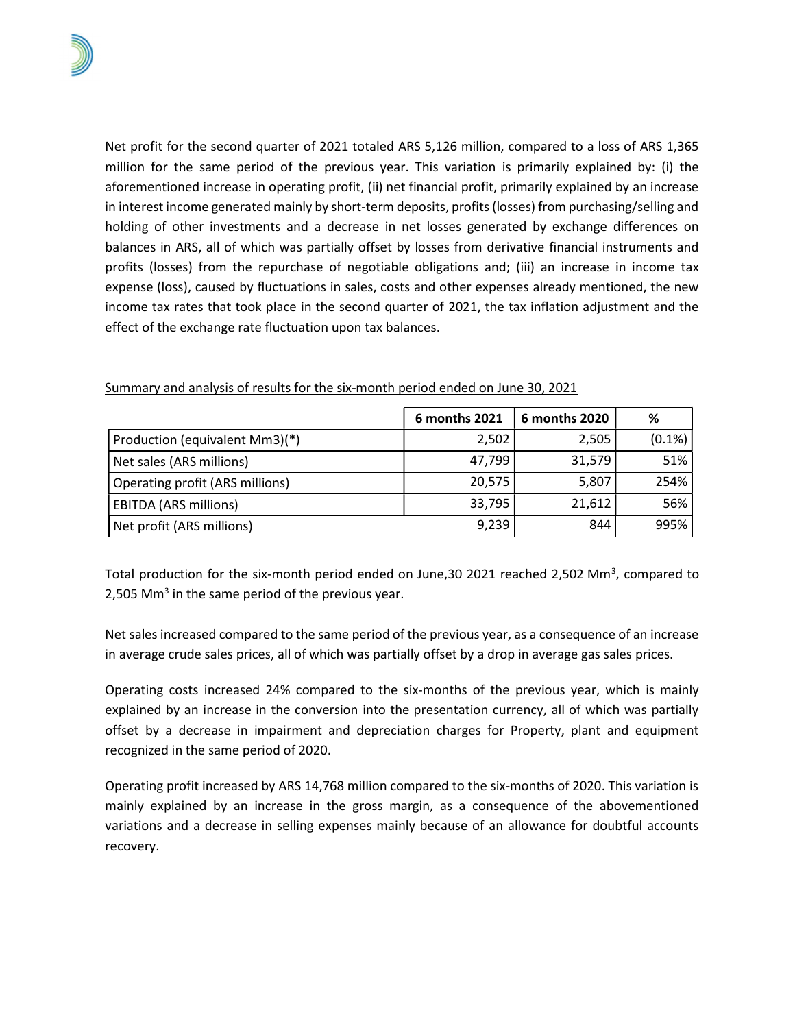Net profit for the second quarter of 2021 totaled ARS 5,126 million, compared to a loss of ARS 1,365 million for the same period of the previous year. This variation is primarily explained by: (i) the aforementioned increase in operating profit, (ii) net financial profit, primarily explained by an increase in interest income generated mainly by short-term deposits, profits (losses) from purchasing/selling and holding of other investments and a decrease in net losses generated by exchange differences on balances in ARS, all of which was partially offset by losses from derivative financial instruments and profits (losses) from the repurchase of negotiable obligations and; (iii) an increase in income tax expense (loss), caused by fluctuations in sales, costs and other expenses already mentioned, the new income tax rates that took place in the second quarter of 2021, the tax inflation adjustment and the effect of the exchange rate fluctuation upon tax balances.

Summary and analysis of results for the six-month period ended on June 30, 2021

| | 6 months 2021 | 6 months 2020 | % |
|---|---|---|---|
| Production (equivalent Mm3)(*) | 2,502 | 2,505 | (0.1%) |
| Net sales (ARS millions) | 47,799 | 31,579 | 51% |
| Operating profit (ARS millions) | 20,575 | 5,807 | 254% |
| EBITDA (ARS millions) | 33,795 | 21,612 | 56% |
| Net profit (ARS millions) | 9,239 | 844 | 995% |

Total production for the six-month period ended on June,30 2021 reached 2,502 $Mm^3$, compared to 2,505 $Mm^3$ in the same period of the previous year.

Net sales increased compared to the same period of the previous year, as a consequence of an increase in average crude sales prices, all of which was partially offset by a drop in average gas sales prices.

Operating costs increased 24% compared to the six-months of the previous year, which is mainly explained by an increase in the conversion into the presentation currency, all of which was partially offset by a decrease in impairment and depreciation charges for Property, plant and equipment recognized in the same period of 2020.

Operating profit increased by ARS 14,768 million compared to the six-months of 2020. This variation is mainly explained by an increase in the gross margin, as a consequence of the abovementioned variations and a decrease in selling expenses mainly because of an allowance for doubtful accounts recovery.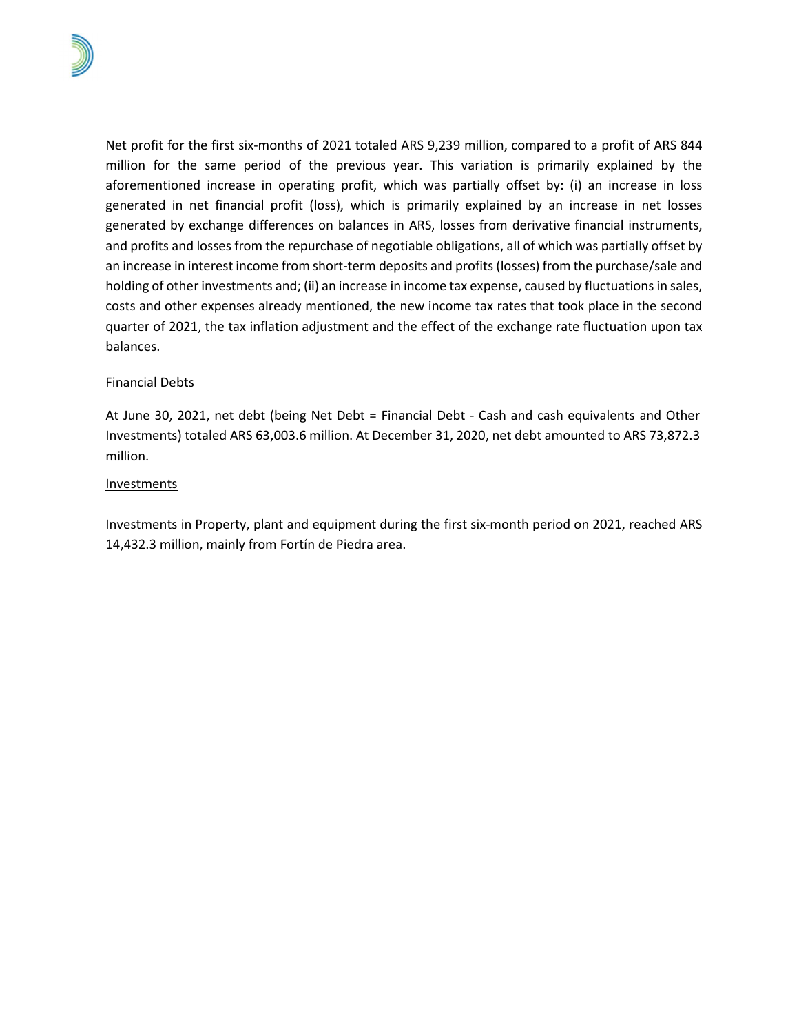Net profit for the first six-months of 2021 totaled ARS 9,239 million, compared to a profit of ARS 844 million for the same period of the previous year. This variation is primarily explained by the aforementioned increase in operating profit, which was partially offset by: (i) an increase in loss generated in net financial profit (loss), which is primarily explained by an increase in net losses generated by exchange differences on balances in ARS, losses from derivative financial instruments, and profits and losses from the repurchase of negotiable obligations, all of which was partially offset by an increase in interest income from short-term deposits and profits (losses) from the purchase/sale and holding of other investments and; (ii) an increase in income tax expense, caused by fluctuations in sales, costs and other expenses already mentioned, the new income tax rates that took place in the second quarter of 2021, the tax inflation adjustment and the effect of the exchange rate fluctuation upon tax balances.

## Financial Debts

At June 30, 2021, net debt (being Net Debt = Financial Debt - Cash and cash equivalents and Other Investments) totaled ARS 63,003.6 million. At December 31, 2020, net debt amounted to ARS 73,872.3 million.

## Investments

Investments in Property, plant and equipment during the first six-month period on 2021, reached ARS 14,432.3 million, mainly from Fortín de Piedra area.